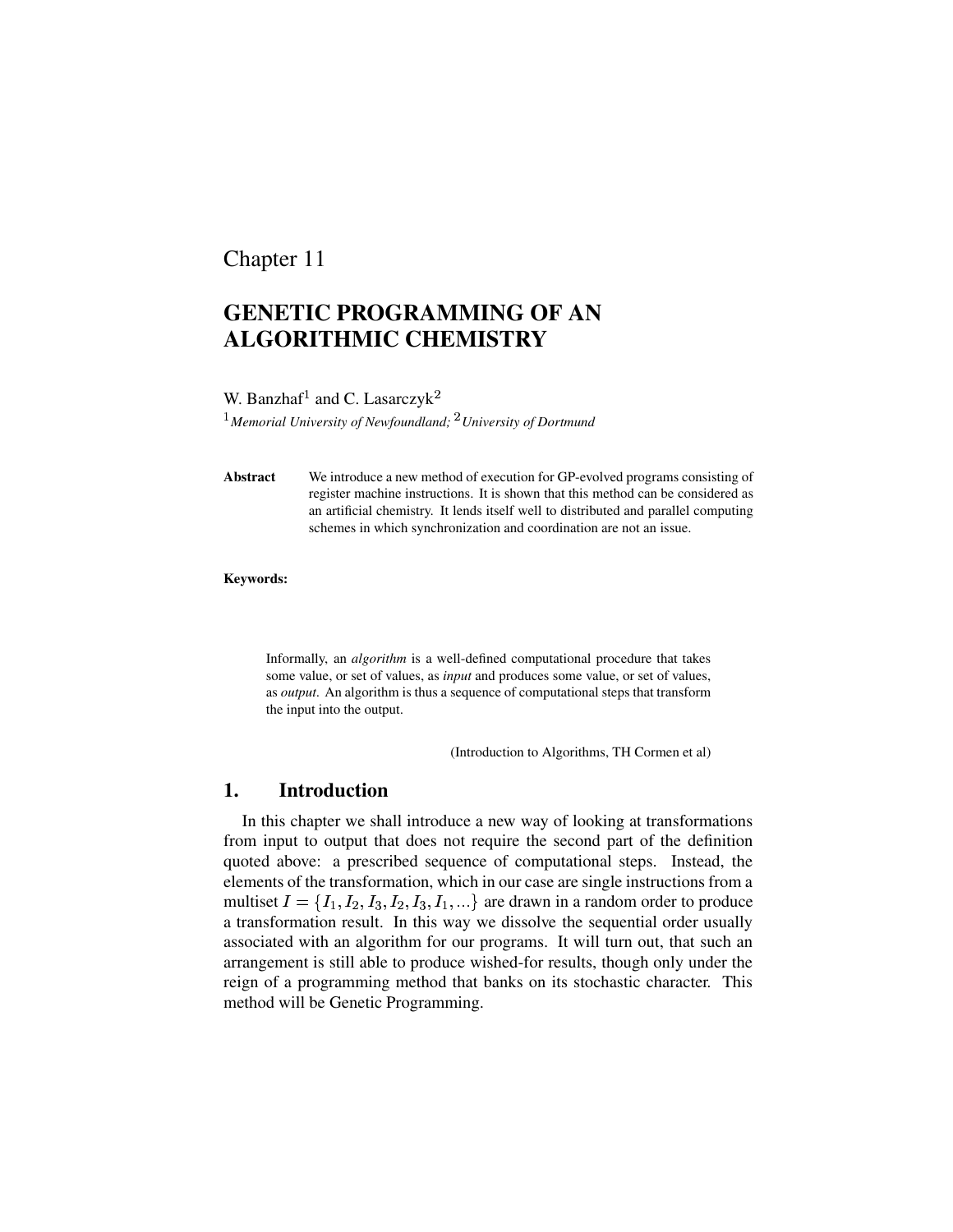Chapter 11

# GENETIC PROGRAMMING OF AN ALGORITHMIC CHEMISTRY

W. Banzhaf[1] and C. Lasarczyk[2]

[1]*Memorial University of Newfoundland;* [2]*University of Dortmund*

**Abstract** We introduce a new method of execution for GP-evolved programs consisting of register machine instructions. It is shown that this method can be considered as an artificial chemistry. It lends itself well to distributed and parallel computing schemes in which synchronization and coordination are not an issue.

**Keywords:**

> Informally, an *algorithm* is a well-defined computational procedure that takes some value, or set of values, as *input* and produces some value, or set of values, as *output*. An algorithm is thus a sequence of computational steps that transform the input into the output.
>
> (Introduction to Algorithms, TH Cormen et al)

## 1. Introduction

In this chapter we shall introduce a new way of looking at transformations from input to output that does not require the second part of the definition quoted above: a prescribed sequence of computational steps. Instead, the elements of the transformation, which in our case are single instructions from a multiset $I = \{I_1, I_2, I_3, I_2, I_3, I_1, ...\}$ are drawn in a random order to produce a transformation result. In this way we dissolve the sequential order usually associated with an algorithm for our programs. It will turn out, that such an arrangement is still able to produce wished-for results, though only under the reign of a programming method that banks on its stochastic character. This method will be Genetic Programming.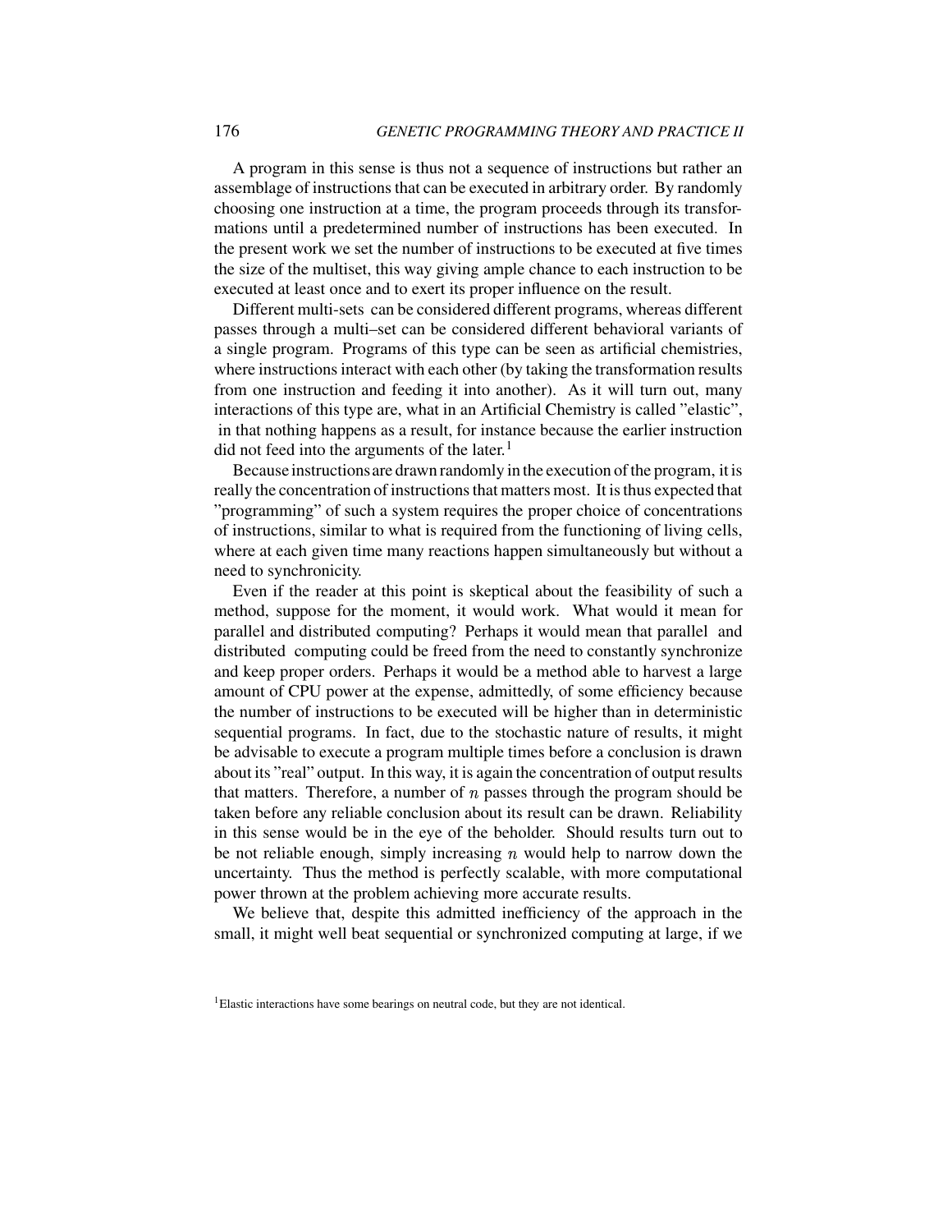A program in this sense is thus not a sequence of instructions but rather an assemblage of instructions that can be executed in arbitrary order. By randomly choosing one instruction at a time, the program proceeds through its transformations until a predetermined number of instructions has been executed. In the present work we set the number of instructions to be executed at five times the size of the multiset, this way giving ample chance to each instruction to be executed at least once and to exert its proper influence on the result.

Different multi-sets can be considered different programs, whereas different passes through a multi–set can be considered different behavioral variants of a single program. Programs of this type can be seen as artificial chemistries, where instructions interact with each other (by taking the transformation results from one instruction and feeding it into another). As it will turn out, many interactions of this type are, what in an Artificial Chemistry is called "elastic", in that nothing happens as a result, for instance because the earlier instruction did not feed into the arguments of the later.[1]

Because instructions are drawn randomly in the execution of the program, it is really the concentration of instructions that matters most. It is thus expected that "programming" of such a system requires the proper choice of concentrations of instructions, similar to what is required from the functioning of living cells, where at each given time many reactions happen simultaneously but without a need to synchronicity.

Even if the reader at this point is skeptical about the feasibility of such a method, suppose for the moment, it would work. What would it mean for parallel and distributed computing? Perhaps it would mean that parallel and distributed computing could be freed from the need to constantly synchronize and keep proper orders. Perhaps it would be a method able to harvest a large amount of CPU power at the expense, admittedly, of some efficiency because the number of instructions to be executed will be higher than in deterministic sequential programs. In fact, due to the stochastic nature of results, it might be advisable to execute a program multiple times before a conclusion is drawn about its "real" output. In this way, it is again the concentration of output results that matters. Therefore, a number of $n$ passes through the program should be taken before any reliable conclusion about its result can be drawn. Reliability in this sense would be in the eye of the beholder. Should results turn out to be not reliable enough, simply increasing $n$ would help to narrow down the uncertainty. Thus the method is perfectly scalable, with more computational power thrown at the problem achieving more accurate results.

We believe that, despite this admitted inefficiency of the approach in the small, it might well beat sequential or synchronized computing at large, if we

[1] Elastic interactions have some bearings on neutral code, but they are not identical.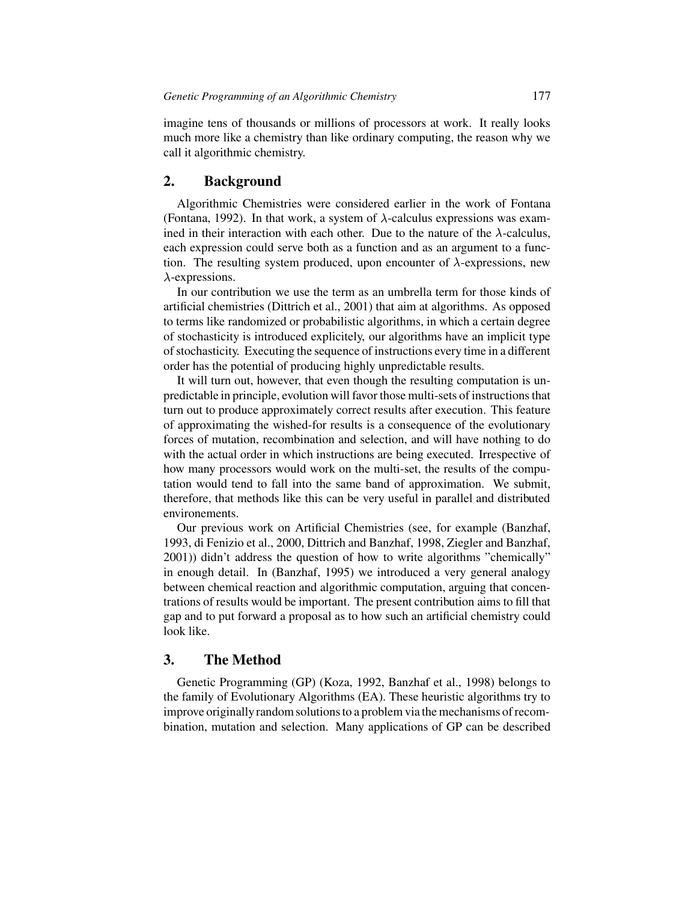imagine tens of thousands or millions of processors at work. It really looks much more like a chemistry than like ordinary computing, the reason why we call it algorithmic chemistry.

## 2. Background

Algorithmic Chemistries were considered earlier in the work of Fontana (Fontana, 1992). In that work, a system of $\lambda$-calculus expressions was examined in their interaction with each other. Due to the nature of the $\lambda$-calculus, each expression could serve both as a function and as an argument to a function. The resulting system produced, upon encounter of $\lambda$-expressions, new $\lambda$-expressions.

In our contribution we use the term as an umbrella term for those kinds of artificial chemistries (Dittrich et al., 2001) that aim at algorithms. As opposed to terms like randomized or probabilistic algorithms, in which a certain degree of stochasticity is introduced explicitely, our algorithms have an implicit type of stochasticity. Executing the sequence of instructions every time in a different order has the potential of producing highly unpredictable results.

It will turn out, however, that even though the resulting computation is unpredictable in principle, evolution will favor those multi-sets of instructions that turn out to produce approximately correct results after execution. This feature of approximating the wished-for results is a consequence of the evolutionary forces of mutation, recombination and selection, and will have nothing to do with the actual order in which instructions are being executed. Irrespective of how many processors would work on the multi-set, the results of the computation would tend to fall into the same band of approximation. We submit, therefore, that methods like this can be very useful in parallel and distributed environements.

Our previous work on Artificial Chemistries (see, for example (Banzhaf, 1993, di Fenizio et al., 2000, Dittrich and Banzhaf, 1998, Ziegler and Banzhaf, 2001)) didn't address the question of how to write algorithms "chemically" in enough detail. In (Banzhaf, 1995) we introduced a very general analogy between chemical reaction and algorithmic computation, arguing that concentrations of results would be important. The present contribution aims to fill that gap and to put forward a proposal as to how such an artificial chemistry could look like.

## 3. The Method

Genetic Programming (GP) (Koza, 1992, Banzhaf et al., 1998) belongs to the family of Evolutionary Algorithms (EA). These heuristic algorithms try to improve originally random solutions to a problem via the mechanisms of recombination, mutation and selection. Many applications of GP can be described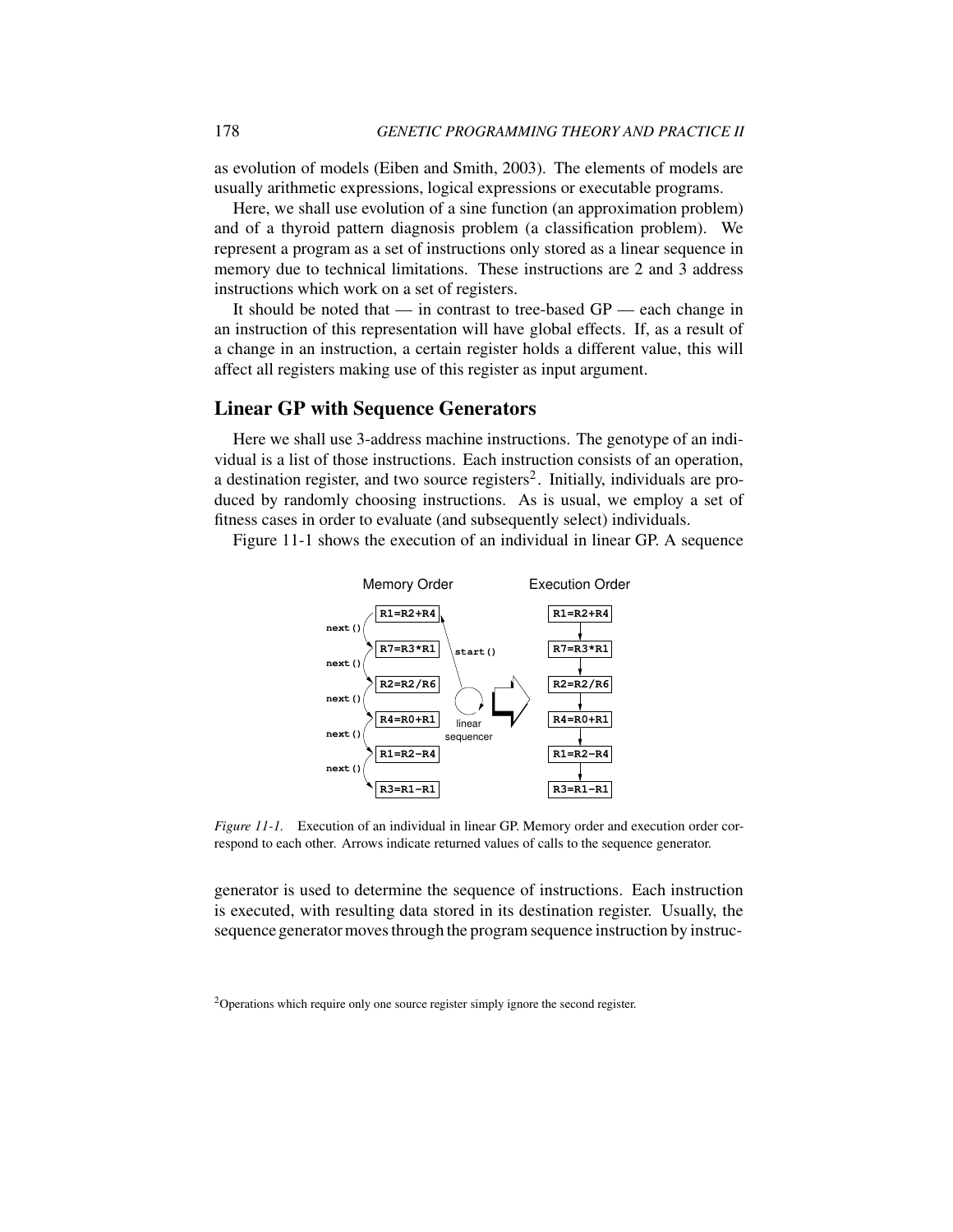as evolution of models (Eiben and Smith, 2003). The elements of models are usually arithmetic expressions, logical expressions or executable programs.

Here, we shall use evolution of a sine function (an approximation problem) and of a thyroid pattern diagnosis problem (a classification problem). We represent a program as a set of instructions only stored as a linear sequence in memory due to technical limitations. These instructions are 2 and 3 address instructions which work on a set of registers.

It should be noted that — in contrast to tree-based GP — each change in an instruction of this representation will have global effects. If, as a result of a change in an instruction, a certain register holds a different value, this will affect all registers making use of this register as input argument.

## Linear GP with Sequence Generators

Here we shall use 3-address machine instructions. The genotype of an individual is a list of those instructions. Each instruction consists of an operation, a destination register, and two source registers[2]. Initially, individuals are produced by randomly choosing instructions. As is usual, we employ a set of fitness cases in order to evaluate (and subsequently select) individuals.

Figure 11-1 shows the execution of an individual in linear GP. A sequence

*Figure 11-1.* Execution of an individual in linear GP. Memory order and execution order correspond to each other. Arrows indicate returned values of calls to the sequence generator.

generator is used to determine the sequence of instructions. Each instruction is executed, with resulting data stored in its destination register. Usually, the sequence generator moves through the program sequence instruction by instruc-

[2]Operations which require only one source register simply ignore the second register.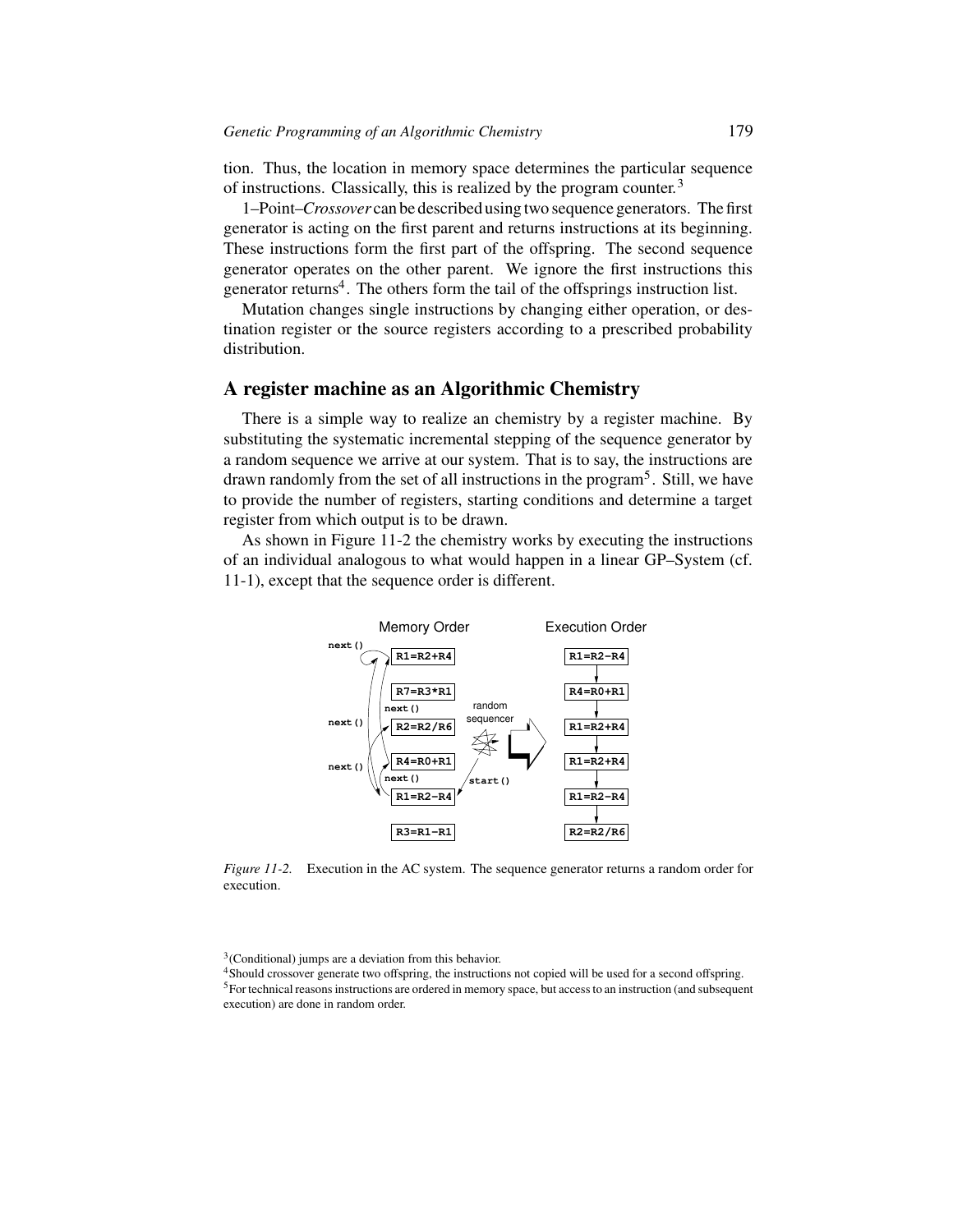tion. Thus, the location in memory space determines the particular sequence of instructions. Classically, this is realized by the program counter.[3]

1–Point–*Crossover* can be described using two sequence generators. The first generator is acting on the first parent and returns instructions at its beginning. These instructions form the first part of the offspring. The second sequence generator operates on the other parent. We ignore the first instructions this generator returns[4]. The others form the tail of the offsprings instruction list.

Mutation changes single instructions by changing either operation, or destination register or the source registers according to a prescribed probability distribution.

## A register machine as an Algorithmic Chemistry

There is a simple way to realize an chemistry by a register machine. By substituting the systematic incremental stepping of the sequence generator by a random sequence we arrive at our system. That is to say, the instructions are drawn randomly from the set of all instructions in the program[5]. Still, we have to provide the number of registers, starting conditions and determine a target register from which output is to be drawn.

As shown in Figure 11-2 the chemistry works by executing the instructions of an individual analogous to what would happen in a linear GP–System (cf. 11-1), except that the sequence order is different.

*Figure 11-2.* Execution in the AC system. The sequence generator returns a random order for execution.

[3] (Conditional) jumps are a deviation from this behavior.

[4] Should crossover generate two offspring, the instructions not copied will be used for a second offspring.

[5] For technical reasons instructions are ordered in memory space, but access to an instruction (and subsequent execution) are done in random order.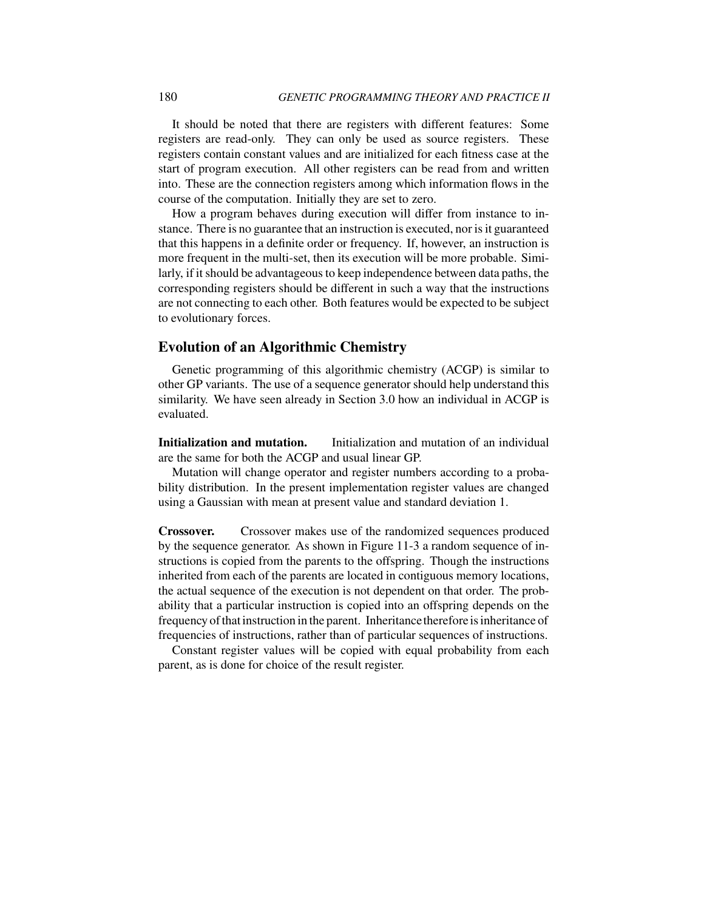It should be noted that there are registers with different features: Some registers are read-only. They can only be used as source registers. These registers contain constant values and are initialized for each fitness case at the start of program execution. All other registers can be read from and written into. These are the connection registers among which information flows in the course of the computation. Initially they are set to zero.

How a program behaves during execution will differ from instance to instance. There is no guarantee that an instruction is executed, nor is it guaranteed that this happens in a definite order or frequency. If, however, an instruction is more frequent in the multi-set, then its execution will be more probable. Similarly, if it should be advantageous to keep independence between data paths, the corresponding registers should be different in such a way that the instructions are not connecting to each other. Both features would be expected to be subject to evolutionary forces.

## Evolution of an Algorithmic Chemistry

Genetic programming of this algorithmic chemistry (ACGP) is similar to other GP variants. The use of a sequence generator should help understand this similarity. We have seen already in Section 3.0 how an individual in ACGP is evaluated.

**Initialization and mutation.** Initialization and mutation of an individual are the same for both the ACGP and usual linear GP.

Mutation will change operator and register numbers according to a probability distribution. In the present implementation register values are changed using a Gaussian with mean at present value and standard deviation 1.

**Crossover.** Crossover makes use of the randomized sequences produced by the sequence generator. As shown in Figure 11-3 a random sequence of instructions is copied from the parents to the offspring. Though the instructions inherited from each of the parents are located in contiguous memory locations, the actual sequence of the execution is not dependent on that order. The probability that a particular instruction is copied into an offspring depends on the frequency of that instruction in the parent. Inheritance therefore is inheritance of frequencies of instructions, rather than of particular sequences of instructions.

Constant register values will be copied with equal probability from each parent, as is done for choice of the result register.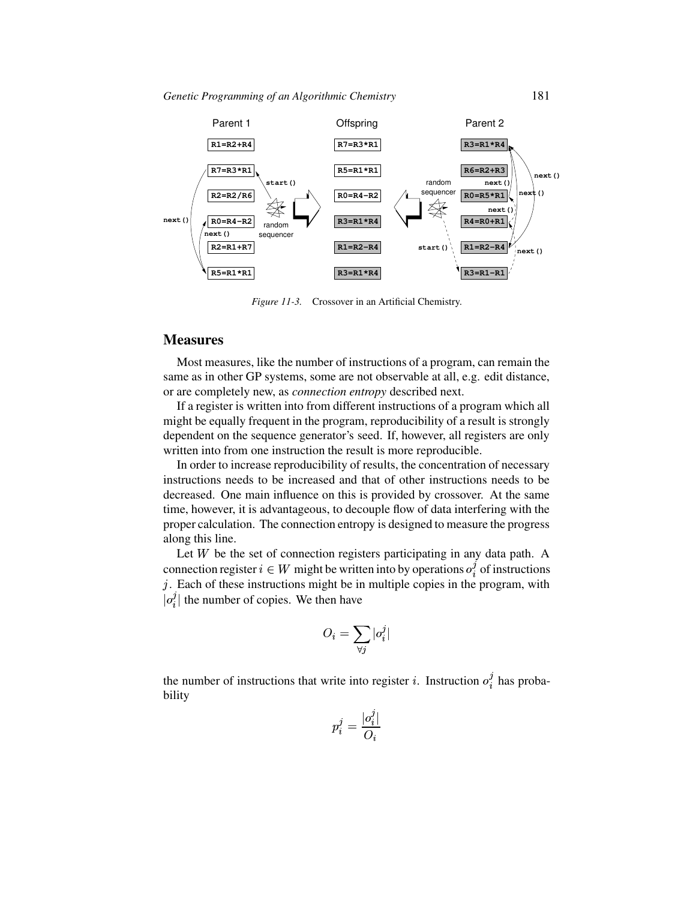Figure 11-3. Crossover in an Artificial Chemistry.

## Measures

Most measures, like the number of instructions of a program, can remain the same as in other GP systems, some are not observable at all, e.g. edit distance, or are completely new, as *connection entropy* described next.

If a register is written into from different instructions of a program which all might be equally frequent in the program, reproducibility of a result is strongly dependent on the sequence generator's seed. If, however, all registers are only written into from one instruction the result is more reproducible.

In order to increase reproducibility of results, the concentration of necessary instructions needs to be increased and that of other instructions needs to be decreased. One main influence on this is provided by crossover. At the same time, however, it is advantageous, to decouple flow of data interfering with the proper calculation. The connection entropy is designed to measure the progress along this line.

Let $W$ be the set of connection registers participating in any data path. A connection register $i \in W$ might be written into by operations $o_i^j$ of instructions $j$. Each of these instructions might be in multiple copies in the program, with $|o_i^j|$ the number of copies. We then have

$$O_i = \sum_{\forall j} |o_i^j|$$

the number of instructions that write into register $i$. Instruction $o_i^j$ has probability

$$p_i^j = \frac{|o_i^j|}{O_i}$$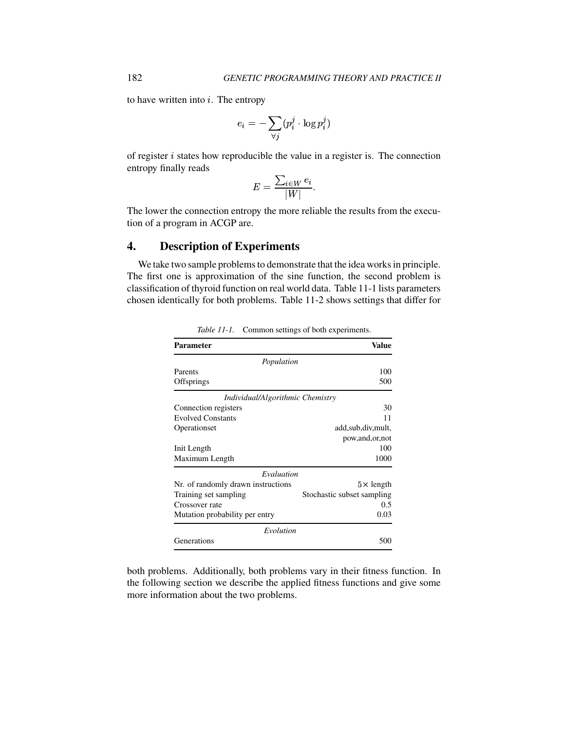to have written into $i$. The entropy

$$e_i = -\sum_{\forall j} (p_i^j \cdot \log p_i^j)$$

of register $i$ states how reproducible the value in a register is. The connection entropy finally reads

$$E = \frac{\sum_{i \in W} e_i}{|W|}.$$

The lower the connection entropy the more reliable the results from the execution of a program in ACGP are.

## 4. Description of Experiments

We take two sample problems to demonstrate that the idea works in principle. The first one is approximation of the sine function, the second problem is classification of thyroid function on real world data. Table 11-1 lists parameters chosen identically for both problems. Table 11-2 shows settings that differ for both problems. Additionally, both problems vary in their fitness function. In the following section we describe the applied fitness functions and give some more information about the two problems.

*Table 11-1.* Common settings of both experiments.

| Parameter | Value |
|---|---|
| *Population* | |
| Parents | 100 |
| Offsprings | 500 |
| *Individual/Algorithmic Chemistry* | |
| Connection registers | 30 |
| Evolved Constants | 11 |
| Operationset | add,sub,div,mult, pow,and,or,not |
| Init Length | 100 |
| Maximum Length | 1000 |
| *Evaluation* | |
| Nr. of randomly drawn instructions | $5\times$ length |
| Training set sampling | Stochastic subset sampling |
| Crossover rate | 0.5 |
| Mutation probability per entry | 0.03 |
| *Evolution* | |
| Generations | 500 |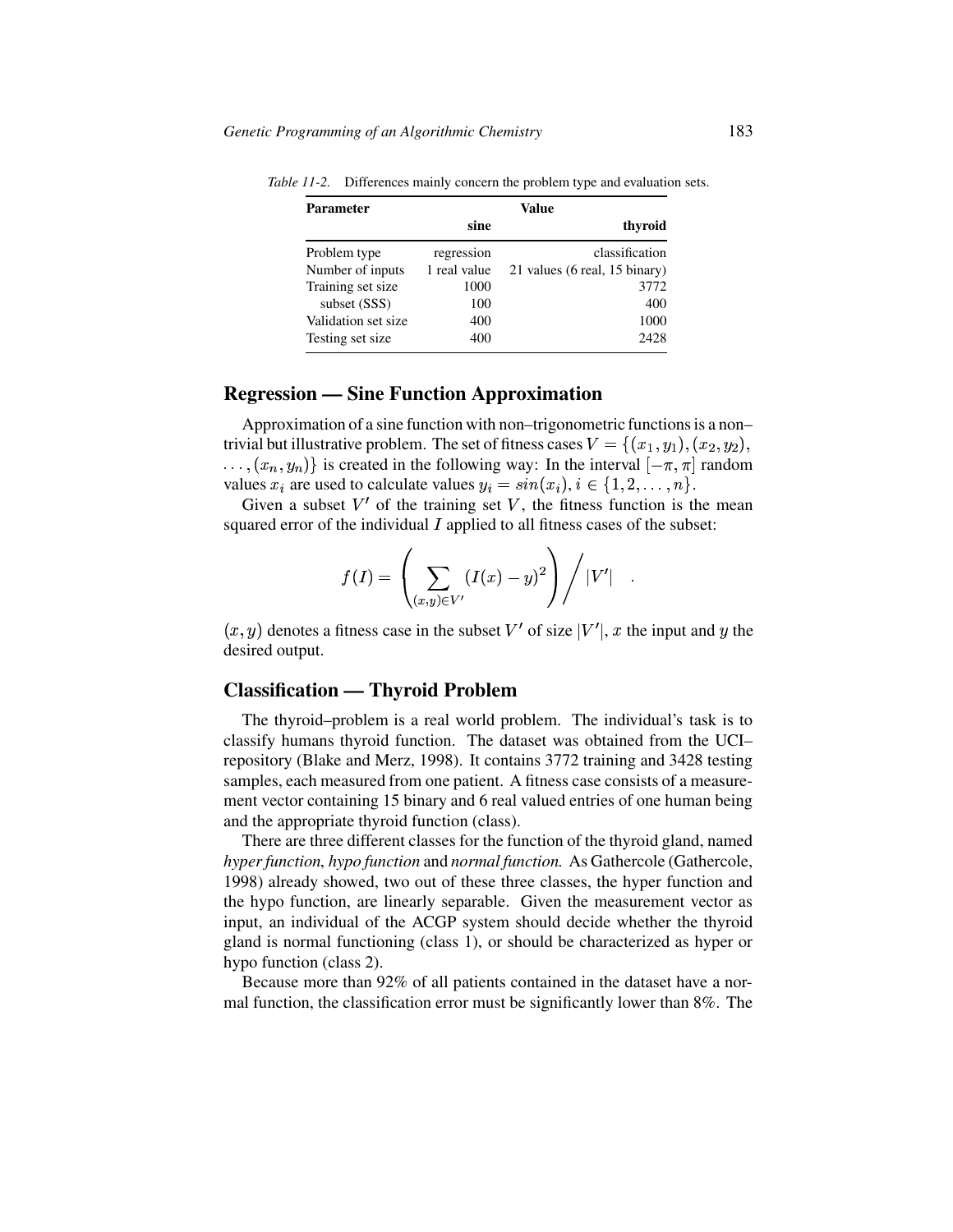*Table 11-2.* Differences mainly concern the problem type and evaluation sets.

| Parameter | Value | |
|---|---|---|
| | **sine** | **thyroid** |
| Problem type | regression | classification |
| Number of inputs | 1 real value | 21 values (6 real, 15 binary) |
| Training set size | 1000 | 3772 |
| subset (SSS) | 100 | 400 |
| Validation set size | 400 | 1000 |
| Testing set size | 400 | 2428 |

## Regression — Sine Function Approximation

Approximation of a sine function with non–trigonometric functions is a non–trivial but illustrative problem. The set of fitness cases $V = \{(x_1, y_1), (x_2, y_2), \ldots, (x_n, y_n)\}$ is created in the following way: In the interval $[-\pi, \pi]$ random values $x_i$ are used to calculate values $y_i = sin(x_i), i \in \{1, 2, \ldots, n\}$.

Given a subset $V'$ of the training set $V$, the fitness function is the mean squared error of the individual $I$ applied to all fitness cases of the subset:

$$f(I) = \left( \sum_{(x,y) \in V'} (I(x) - y)^2 \right) \Bigg/ |V'| \quad .$$

$(x, y)$ denotes a fitness case in the subset $V'$ of size $|V'|$, $x$ the input and $y$ the desired output.

## Classification — Thyroid Problem

The thyroid–problem is a real world problem. The individual's task is to classify humans thyroid function. The dataset was obtained from the UCI–repository (Blake and Merz, 1998). It contains 3772 training and 3428 testing samples, each measured from one patient. A fitness case consists of a measurement vector containing 15 binary and 6 real valued entries of one human being and the appropriate thyroid function (class).

There are three different classes for the function of the thyroid gland, named *hyper function*, *hypo function* and *normal function.* As Gathercole (Gathercole, 1998) already showed, two out of these three classes, the hyper function and the hypo function, are linearly separable. Given the measurement vector as input, an individual of the ACGP system should decide whether the thyroid gland is normal functioning (class 1), or should be characterized as hyper or hypo function (class 2).

Because more than 92% of all patients contained in the dataset have a normal function, the classification error must be significantly lower than 8%. The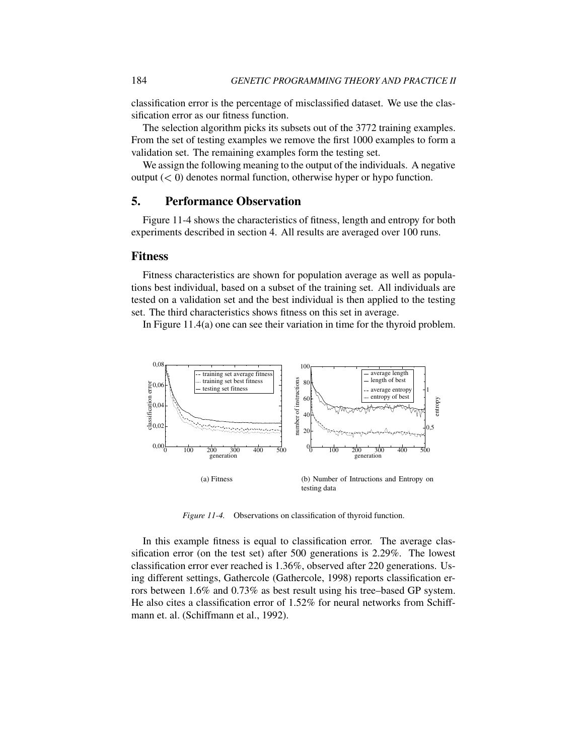classification error is the percentage of misclassified dataset. We use the classification error as our fitness function.

The selection algorithm picks its subsets out of the 3772 training examples. From the set of testing examples we remove the first 1000 examples to form a validation set. The remaining examples form the testing set.

We assign the following meaning to the output of the individuals. A negative output ($< 0$) denotes normal function, otherwise hyper or hypo function.

## 5. Performance Observation

Figure 11-4 shows the characteristics of fitness, length and entropy for both experiments described in section 4. All results are averaged over 100 runs.

### Fitness

Fitness characteristics are shown for population average as well as populations best individual, based on a subset of the training set. All individuals are tested on a validation set and the best individual is then applied to the testing set. The third characteristics shows fitness on this set in average.

In Figure 11.4(a) one can see their variation in time for the thyroid problem.

(a) Fitness

(b) Number of Intructions and Entropy on testing data

*Figure 11-4.* Observations on classification of thyroid function.

In this example fitness is equal to classification error. The average classification error (on the test set) after 500 generations is 2.29%. The lowest classification error ever reached is 1.36%, observed after 220 generations. Using different settings, Gathercole (Gathercole, 1998) reports classification errors between 1.6% and 0.73% as best result using his tree–based GP system. He also cites a classification error of 1.52% for neural networks from Schiffmann et. al. (Schiffmann et al., 1992).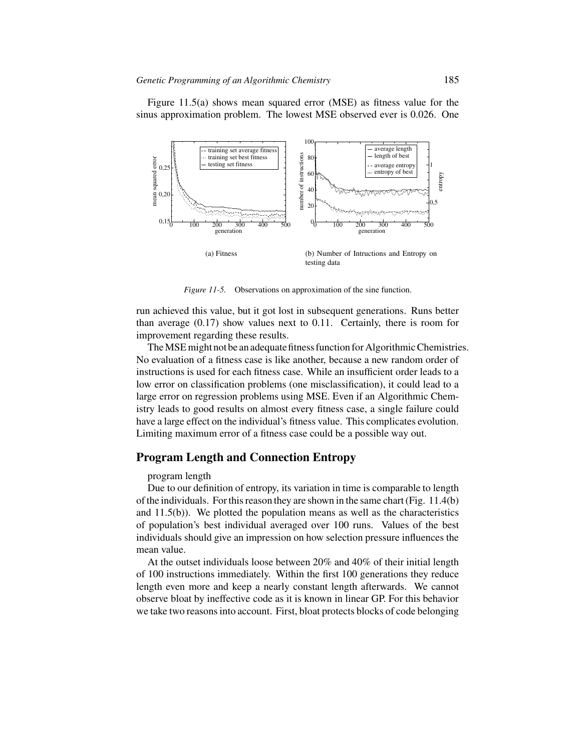Figure 11.5(a) shows mean squared error (MSE) as fitness value for the sinus approximation problem. The lowest MSE observed ever is 0.026. One run achieved this value, but it got lost in subsequent generations. Runs better than average (0.17) show values next to 0.11. Certainly, there is room for improvement regarding these results.

(a) Fitness

(b) Number of Intructions and Entropy on testing data

*Figure 11-5.* Observations on approximation of the sine function.

The MSE might not be an adequate fitness function for Algorithmic Chemistries. No evaluation of a fitness case is like another, because a new random order of instructions is used for each fitness case. While an insufficient order leads to a low error on classification problems (one misclassification), it could lead to a large error on regression problems using MSE. Even if an Algorithmic Chemistry leads to good results on almost every fitness case, a single failure could have a large effect on the individual's fitness value. This complicates evolution. Limiting maximum error of a fitness case could be a possible way out.

## Program Length and Connection Entropy

program length

Due to our definition of entropy, its variation in time is comparable to length of the individuals. For this reason they are shown in the same chart (Fig. 11.4(b) and 11.5(b)). We plotted the population means as well as the characteristics of population's best individual averaged over 100 runs. Values of the best individuals should give an impression on how selection pressure influences the mean value.

At the outset individuals loose between 20% and 40% of their initial length of 100 instructions immediately. Within the first 100 generations they reduce length even more and keep a nearly constant length afterwards. We cannot observe bloat by ineffective code as it is known in linear GP. For this behavior we take two reasons into account. First, bloat protects blocks of code belonging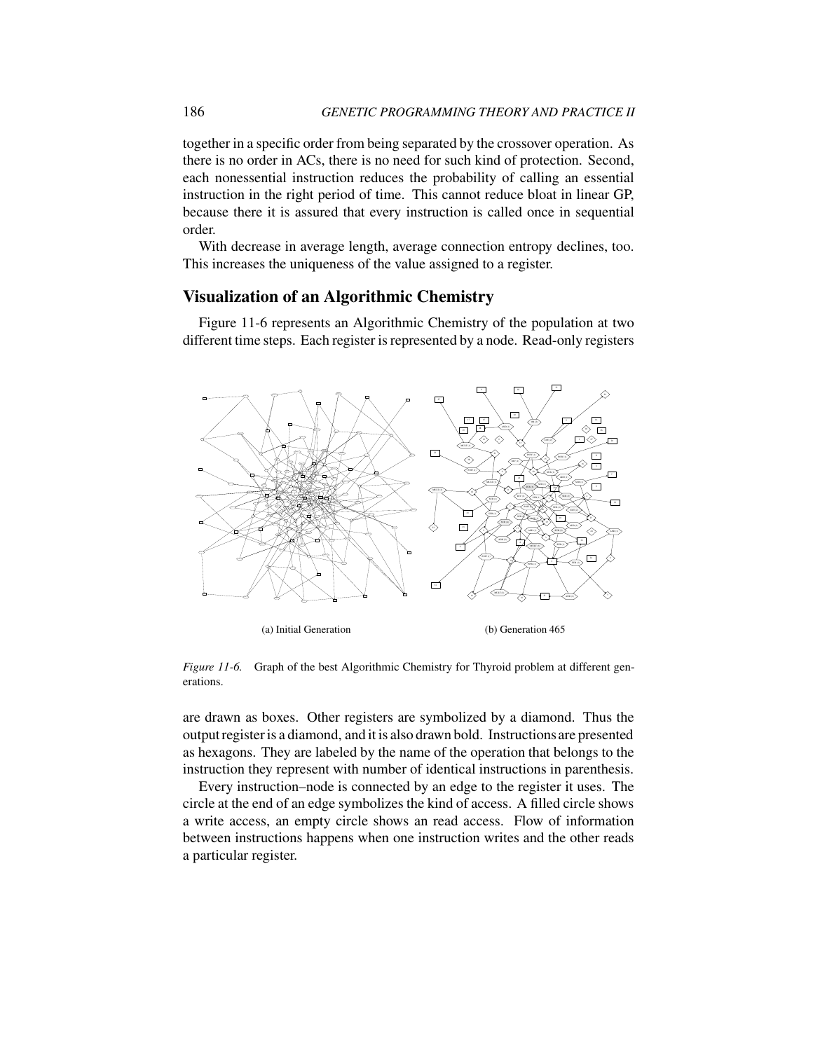together in a specific order from being separated by the crossover operation. As there is no order in ACs, there is no need for such kind of protection. Second, each nonessential instruction reduces the probability of calling an essential instruction in the right period of time. This cannot reduce bloat in linear GP, because there it is assured that every instruction is called once in sequential order.

With decrease in average length, average connection entropy declines, too. This increases the uniqueness of the value assigned to a register.

## Visualization of an Algorithmic Chemistry

Figure 11-6 represents an Algorithmic Chemistry of the population at two different time steps. Each register is represented by a node. Read-only registers

(a) Initial Generation

(b) Generation 465

*Figure 11-6.* Graph of the best Algorithmic Chemistry for Thyroid problem at different generations.

are drawn as boxes. Other registers are symbolized by a diamond. Thus the output register is a diamond, and it is also drawn bold. Instructions are presented as hexagons. They are labeled by the name of the operation that belongs to the instruction they represent with number of identical instructions in parenthesis.

Every instruction–node is connected by an edge to the register it uses. The circle at the end of an edge symbolizes the kind of access. A filled circle shows a write access, an empty circle shows an read access. Flow of information between instructions happens when one instruction writes and the other reads a particular register.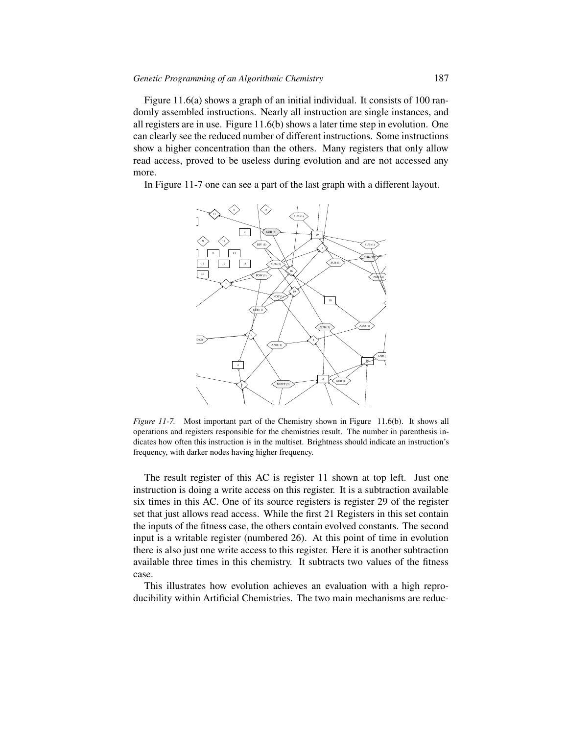Figure 11.6(a) shows a graph of an initial individual. It consists of 100 randomly assembled instructions. Nearly all instruction are single instances, and all registers are in use. Figure 11.6(b) shows a later time step in evolution. One can clearly see the reduced number of different instructions. Some instructions show a higher concentration than the others. Many registers that only allow read access, proved to be useless during evolution and are not accessed any more.

In Figure 11-7 one can see a part of the last graph with a different layout.

*Figure 11-7.* Most important part of the Chemistry shown in Figure 11.6(b). It shows all operations and registers responsible for the chemistries result. The number in parenthesis indicates how often this instruction is in the multiset. Brightness should indicate an instruction's frequency, with darker nodes having higher frequency.

The result register of this AC is register 11 shown at top left. Just one instruction is doing a write access on this register. It is a subtraction available six times in this AC. One of its source registers is register 29 of the register set that just allows read access. While the first 21 Registers in this set contain the inputs of the fitness case, the others contain evolved constants. The second input is a writable register (numbered 26). At this point of time in evolution there is also just one write access to this register. Here it is another subtraction available three times in this chemistry. It subtracts two values of the fitness case.

This illustrates how evolution achieves an evaluation with a high reproducibility within Artificial Chemistries. The two main mechanisms are reduc-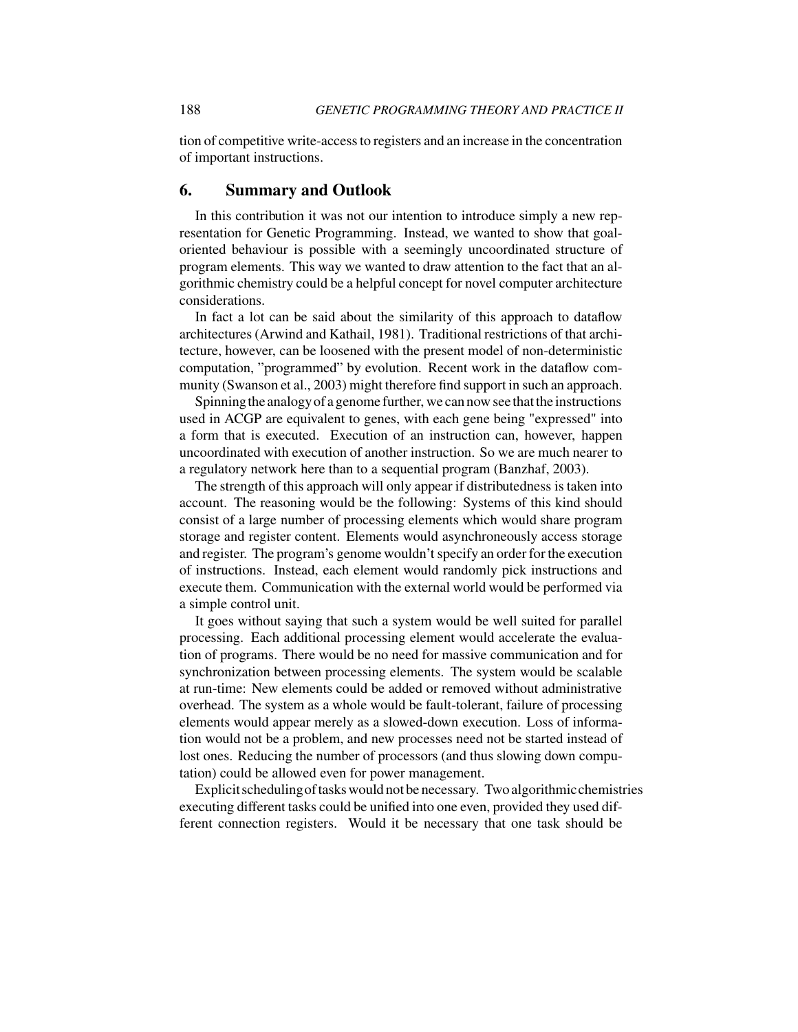tion of competitive write-access to registers and an increase in the concentration of important instructions.

## 6. Summary and Outlook

In this contribution it was not our intention to introduce simply a new representation for Genetic Programming. Instead, we wanted to show that goal-oriented behaviour is possible with a seemingly uncoordinated structure of program elements. This way we wanted to draw attention to the fact that an algorithmic chemistry could be a helpful concept for novel computer architecture considerations.

In fact a lot can be said about the similarity of this approach to dataflow architectures (Arwind and Kathail, 1981). Traditional restrictions of that architecture, however, can be loosened with the present model of non-deterministic computation, "programmed" by evolution. Recent work in the dataflow community (Swanson et al., 2003) might therefore find support in such an approach.

Spinning the analogy of a genome further, we can now see that the instructions used in ACGP are equivalent to genes, with each gene being "expressed" into a form that is executed. Execution of an instruction can, however, happen uncoordinated with execution of another instruction. So we are much nearer to a regulatory network here than to a sequential program (Banzhaf, 2003).

The strength of this approach will only appear if distributedness is taken into account. The reasoning would be the following: Systems of this kind should consist of a large number of processing elements which would share program storage and register content. Elements would asynchroneously access storage and register. The program's genome wouldn't specify an order for the execution of instructions. Instead, each element would randomly pick instructions and execute them. Communication with the external world would be performed via a simple control unit.

It goes without saying that such a system would be well suited for parallel processing. Each additional processing element would accelerate the evaluation of programs. There would be no need for massive communication and for synchronization between processing elements. The system would be scalable at run-time: New elements could be added or removed without administrative overhead. The system as a whole would be fault-tolerant, failure of processing elements would appear merely as a slowed-down execution. Loss of information would not be a problem, and new processes need not be started instead of lost ones. Reducing the number of processors (and thus slowing down computation) could be allowed even for power management.

Explicit scheduling of tasks would not be necessary. Two algorithmic chemistries executing different tasks could be unified into one even, provided they used different connection registers. Would it be necessary that one task should be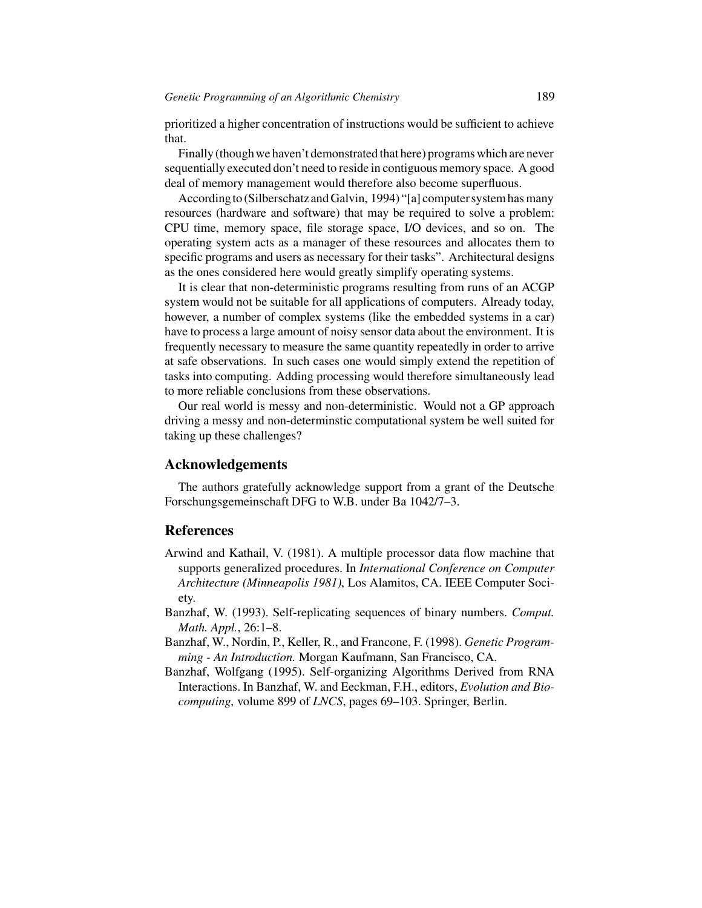prioritized a higher concentration of instructions would be sufficient to achieve that.

Finally (though we haven't demonstrated that here) programs which are never sequentially executed don't need to reside in contiguous memory space. A good deal of memory management would therefore also become superfluous.

According to (Silberschatz and Galvin, 1994) "[a] computer system has many resources (hardware and software) that may be required to solve a problem: CPU time, memory space, file storage space, I/O devices, and so on. The operating system acts as a manager of these resources and allocates them to specific programs and users as necessary for their tasks". Architectural designs as the ones considered here would greatly simplify operating systems.

It is clear that non-deterministic programs resulting from runs of an ACGP system would not be suitable for all applications of computers. Already today, however, a number of complex systems (like the embedded systems in a car) have to process a large amount of noisy sensor data about the environment. It is frequently necessary to measure the same quantity repeatedly in order to arrive at safe observations. In such cases one would simply extend the repetition of tasks into computing. Adding processing would therefore simultaneously lead to more reliable conclusions from these observations.

Our real world is messy and non-deterministic. Would not a GP approach driving a messy and non-determinstic computational system be well suited for taking up these challenges?

## Acknowledgements

The authors gratefully acknowledge support from a grant of the Deutsche Forschungsgemeinschaft DFG to W.B. under Ba 1042/7–3.

## References

Arwind and Kathail, V. (1981). A multiple processor data flow machine that supports generalized procedures. In *International Conference on Computer Architecture (Minneapolis 1981)*, Los Alamitos, CA. IEEE Computer Society.

Banzhaf, W. (1993). Self-replicating sequences of binary numbers. *Comput. Math. Appl.*, 26:1–8.

Banzhaf, W., Nordin, P., Keller, R., and Francone, F. (1998). *Genetic Programming - An Introduction.* Morgan Kaufmann, San Francisco, CA.

Banzhaf, Wolfgang (1995). Self-organizing Algorithms Derived from RNA Interactions. In Banzhaf, W. and Eeckman, F.H., editors, *Evolution and Biocomputing*, volume 899 of *LNCS*, pages 69–103. Springer, Berlin.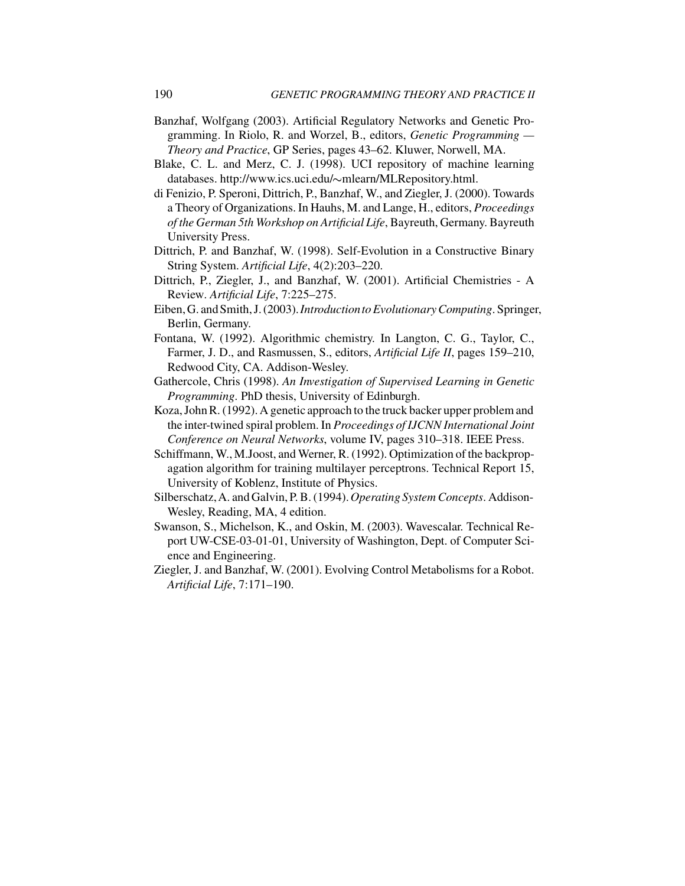Banzhaf, Wolfgang (2003). Artificial Regulatory Networks and Genetic Programming. In Riolo, R. and Worzel, B., editors, *Genetic Programming — Theory and Practice*, GP Series, pages 43–62. Kluwer, Norwell, MA.

Blake, C. L. and Merz, C. J. (1998). UCI repository of machine learning databases. http://www.ics.uci.edu/∼mlearn/MLRepository.html.

di Fenizio, P. Speroni, Dittrich, P., Banzhaf, W., and Ziegler, J. (2000). Towards a Theory of Organizations. In Hauhs, M. and Lange, H., editors, *Proceedings of the German 5th Workshop on Artificial Life*, Bayreuth, Germany. Bayreuth University Press.

Dittrich, P. and Banzhaf, W. (1998). Self-Evolution in a Constructive Binary String System. *Artificial Life*, 4(2):203–220.

Dittrich, P., Ziegler, J., and Banzhaf, W. (2001). Artificial Chemistries - A Review. *Artificial Life*, 7:225–275.

Eiben, G. and Smith, J. (2003). *Introduction to Evolutionary Computing*. Springer, Berlin, Germany.

Fontana, W. (1992). Algorithmic chemistry. In Langton, C. G., Taylor, C., Farmer, J. D., and Rasmussen, S., editors, *Artificial Life II*, pages 159–210, Redwood City, CA. Addison-Wesley.

Gathercole, Chris (1998). *An Investigation of Supervised Learning in Genetic Programming*. PhD thesis, University of Edinburgh.

Koza, John R. (1992). A genetic approach to the truck backer upper problem and the inter-twined spiral problem. In *Proceedings of IJCNN International Joint Conference on Neural Networks*, volume IV, pages 310–318. IEEE Press.

Schiffmann, W., M.Joost, and Werner, R. (1992). Optimization of the backpropagation algorithm for training multilayer perceptrons. Technical Report 15, University of Koblenz, Institute of Physics.

Silberschatz, A. and Galvin, P. B. (1994). *Operating System Concepts*. Addison-Wesley, Reading, MA, 4 edition.

Swanson, S., Michelson, K., and Oskin, M. (2003). Wavescalar. Technical Report UW-CSE-03-01-01, University of Washington, Dept. of Computer Science and Engineering.

Ziegler, J. and Banzhaf, W. (2001). Evolving Control Metabolisms for a Robot. *Artificial Life*, 7:171–190.